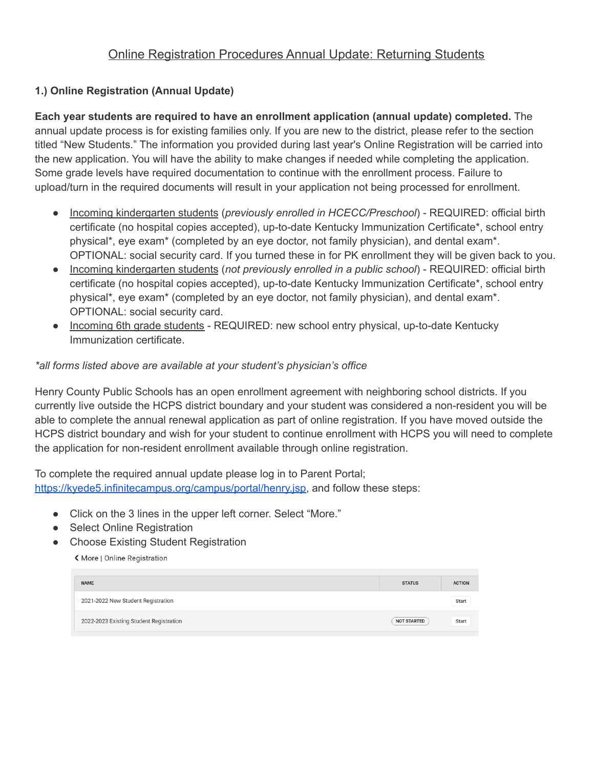# Online Registration Procedures Annual Update: Returning Students

**1.) Online Registration (Annual Update)**

**Each year students are required to have an enrollment application (annual update) completed.** The annual update process is for existing families only. If you are new to the district, please refer to the section titled "New Students." The information you provided during last year's Online Registration will be carried into the new application. You will have the ability to make changes if needed while completing the application. Some grade levels have required documentation to continue with the enrollment process. Failure to upload/turn in the required documents will result in your application not being processed for enrollment.

- Incoming kindergarten students (*previously enrolled in HCECC/Preschool*) - REQUIRED: official birth certificate (no hospital copies accepted), up-to-date Kentucky Immunization Certificate*, school entry physical*, eye exam* (completed by an eye doctor, not family physician), and dental exam*. OPTIONAL: social security card. If you turned these in for PK enrollment they will be given back to you.
- Incoming kindergarten students (*not previously enrolled in a public school*) - REQUIRED: official birth certificate (no hospital copies accepted), up-to-date Kentucky Immunization Certificate*, school entry physical*, eye exam* (completed by an eye doctor, not family physician), and dental exam*. OPTIONAL: social security card.
- Incoming 6th grade students - REQUIRED: new school entry physical, up-to-date Kentucky Immunization certificate.

*\*all forms listed above are available at your student's physician's office*

Henry County Public Schools has an open enrollment agreement with neighboring school districts. If you currently live outside the HCPS district boundary and your student was considered a non-resident you will be able to complete the annual renewal application as part of online registration. If you have moved outside the HCPS district boundary and wish for your student to continue enrollment with HCPS you will need to complete the application for non-resident enrollment available through online registration.

To complete the required annual update please log in to Parent Portal; https://kyede5.infinitecampus.org/campus/portal/henry.jsp, and follow these steps:

- Click on the 3 lines in the upper left corner. Select "More."
- Select Online Registration
- Choose Existing Student Registration

‹ More | Online Registration

| NAME | STATUS | ACTION |
| --- | --- | --- |
| 2021-2022 New Student Registration | | Start |
| 2022-2023 Existing Student Registration | NOT STARTED | Start |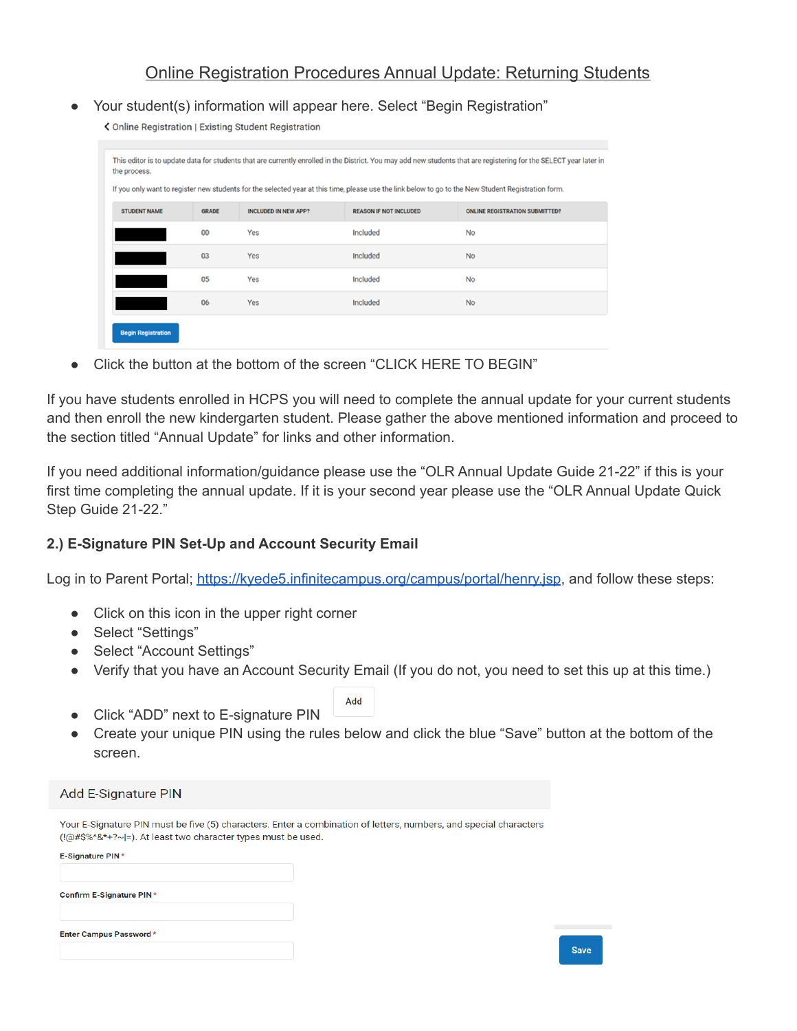# Online Registration Procedures Annual Update: Returning Students

- Your student(s) information will appear here. Select "Begin Registration"

< Online Registration | Existing Student Registration

This editor is to update data for students that are currently enrolled in the District. You may add new students that are registering for the SELECT year later in the process.

If you only want to register new students for the selected year at this time, please use the link below to go to the New Student Registration form.

| STUDENT NAME | GRADE | INCLUDED IN NEW APP? | REASON IF NOT INCLUDED | ONLINE REGISTRATION SUBMITTED? |
|---|---|---|---|---|
| | 00 | Yes | Included | No |
| | 03 | Yes | Included | No |
| | 05 | Yes | Included | No |
| | 06 | Yes | Included | No |

Begin Registration

- Click the button at the bottom of the screen "CLICK HERE TO BEGIN"

If you have students enrolled in HCPS you will need to complete the annual update for your current students and then enroll the new kindergarten student. Please gather the above mentioned information and proceed to the section titled "Annual Update" for links and other information.

If you need additional information/guidance please use the "OLR Annual Update Guide 21-22" if this is your first time completing the annual update. If it is your second year please use the "OLR Annual Update Quick Step Guide 21-22."

**2.) E-Signature PIN Set-Up and Account Security Email**

Log in to Parent Portal; https://kyede5.infinitecampus.org/campus/portal/henry.jsp, and follow these steps:

- Click on this icon in the upper right corner
- Select "Settings"
- Select "Account Settings"
- Verify that you have an Account Security Email (If you do not, you need to set this up at this time.)
- Click "ADD" next to E-signature PIN  Add
- Create your unique PIN using the rules below and click the blue "Save" button at the bottom of the screen.

Add E-Signature PIN

Your E-Signature PIN must be five (5) characters. Enter a combination of letters, numbers, and special characters (!@#$%^&*+?~|=). At least two character types must be used.

E-Signature PIN *

Confirm E-Signature PIN *

Enter Campus Password *

Save